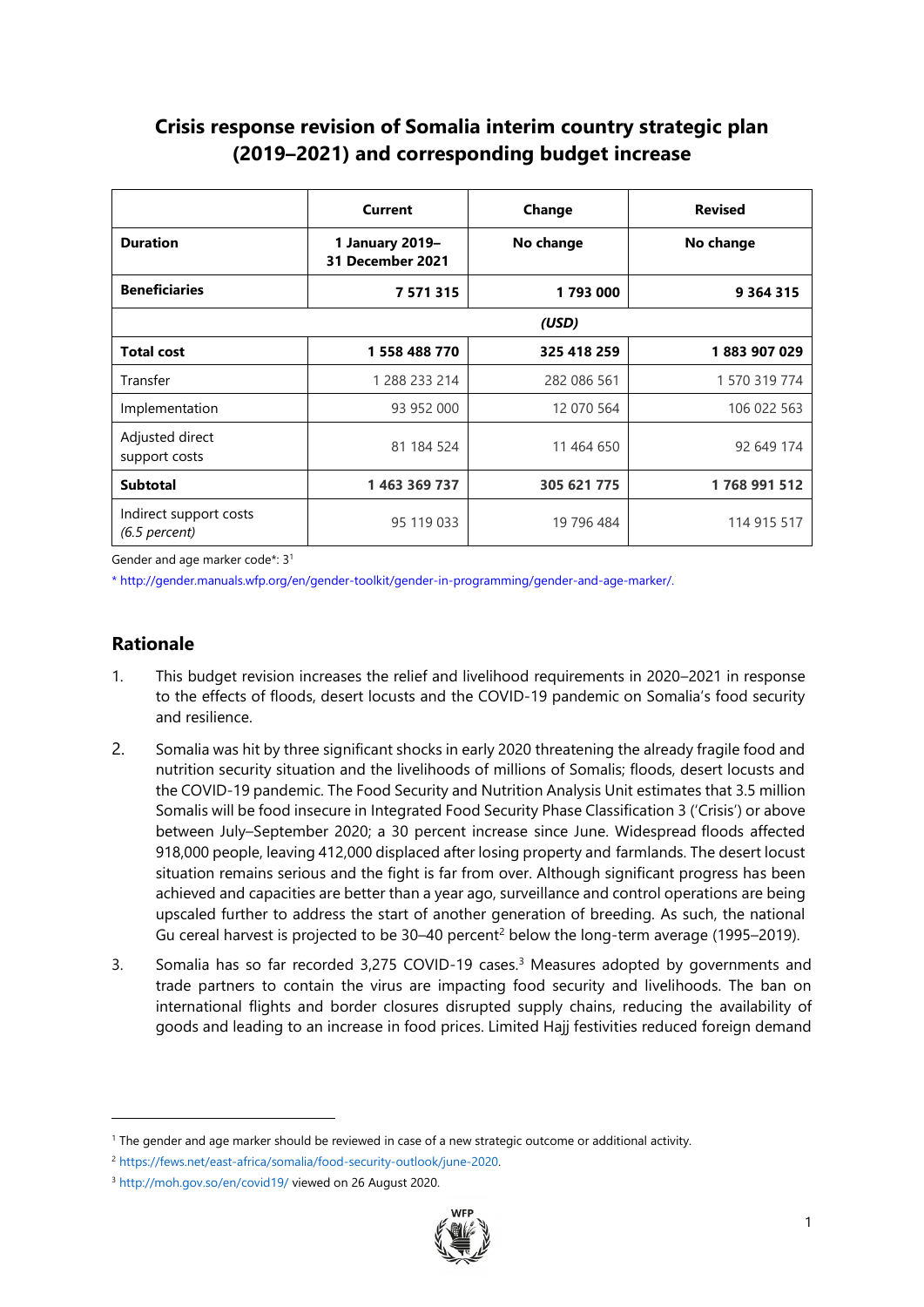# Crisis response revision of Somalia interim country strategic plan (2019–2021) and corresponding budget increase

| | Current | Change | Revised |
|---|---|---|---|
| **Duration** | **1 January 2019–31 December 2021** | **No change** | **No change** |
| **Beneficiaries** | **7 571 315** | **1 793 000** | **9 364 315** |
| | | *(USD)* | |
| **Total cost** | **1 558 488 770** | **325 418 259** | **1 883 907 029** |
| Transfer | 1 288 233 214 | 282 086 561 | 1 570 319 774 |
| Implementation | 93 952 000 | 12 070 564 | 106 022 563 |
| Adjusted direct support costs | 81 184 524 | 11 464 650 | 92 649 174 |
| **Subtotal** | **1 463 369 737** | **305 621 775** | **1 768 991 512** |
| Indirect support costs *(6.5 percent)* | 95 119 033 | 19 796 484 | 114 915 517 |

Gender and age marker code*: 3[1]

* http://gender.manuals.wfp.org/en/gender-toolkit/gender-in-programming/gender-and-age-marker/.

## Rationale

1. This budget revision increases the relief and livelihood requirements in 2020–2021 in response to the effects of floods, desert locusts and the COVID-19 pandemic on Somalia's food security and resilience.

2. Somalia was hit by three significant shocks in early 2020 threatening the already fragile food and nutrition security situation and the livelihoods of millions of Somalis; floods, desert locusts and the COVID-19 pandemic. The Food Security and Nutrition Analysis Unit estimates that 3.5 million Somalis will be food insecure in Integrated Food Security Phase Classification 3 ('Crisis') or above between July–September 2020; a 30 percent increase since June. Widespread floods affected 918,000 people, leaving 412,000 displaced after losing property and farmlands. The desert locust situation remains serious and the fight is far from over. Although significant progress has been achieved and capacities are better than a year ago, surveillance and control operations are being upscaled further to address the start of another generation of breeding. As such, the national Gu cereal harvest is projected to be 30–40 percent[2] below the long-term average (1995–2019).

3. Somalia has so far recorded 3,275 COVID-19 cases.[3] Measures adopted by governments and trade partners to contain the virus are impacting food security and livelihoods. The ban on international flights and border closures disrupted supply chains, reducing the availability of goods and leading to an increase in food prices. Limited Hajj festivities reduced foreign demand

---

[1] The gender and age marker should be reviewed in case of a new strategic outcome or additional activity.

[2] https://fews.net/east-africa/somalia/food-security-outlook/june-2020.

[3] http://moh.gov.so/en/covid19/ viewed on 26 August 2020.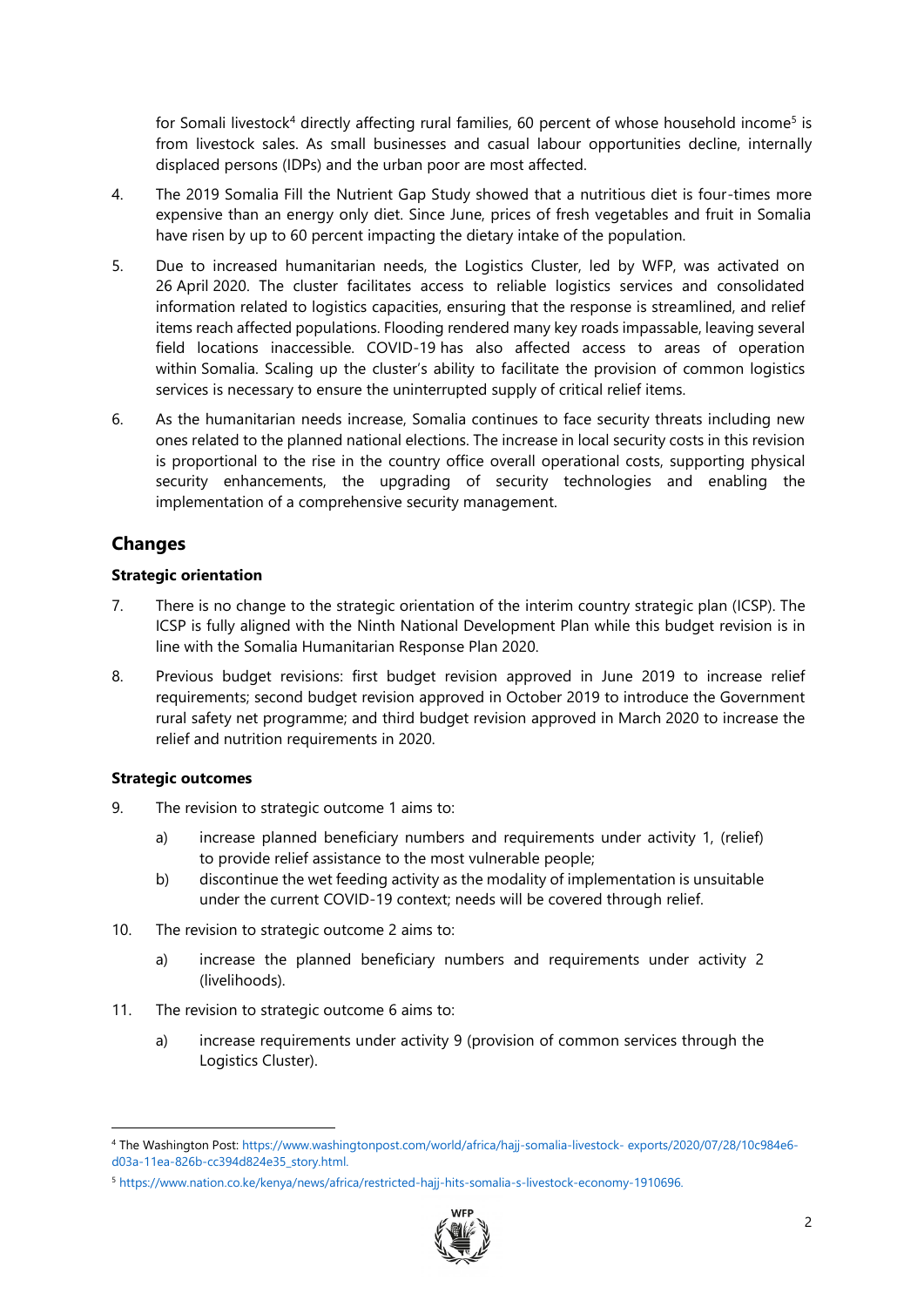for Somali livestock[4] directly affecting rural families, 60 percent of whose household income[5] is from livestock sales. As small businesses and casual labour opportunities decline, internally displaced persons (IDPs) and the urban poor are most affected.

4. The 2019 Somalia Fill the Nutrient Gap Study showed that a nutritious diet is four-times more expensive than an energy only diet. Since June, prices of fresh vegetables and fruit in Somalia have risen by up to 60 percent impacting the dietary intake of the population.

5. Due to increased humanitarian needs, the Logistics Cluster, led by WFP, was activated on 26 April 2020. The cluster facilitates access to reliable logistics services and consolidated information related to logistics capacities, ensuring that the response is streamlined, and relief items reach affected populations. Flooding rendered many key roads impassable, leaving several field locations inaccessible. COVID-19 has also affected access to areas of operation within Somalia. Scaling up the cluster's ability to facilitate the provision of common logistics services is necessary to ensure the uninterrupted supply of critical relief items.

6. As the humanitarian needs increase, Somalia continues to face security threats including new ones related to the planned national elections. The increase in local security costs in this revision is proportional to the rise in the country office overall operational costs, supporting physical security enhancements, the upgrading of security technologies and enabling the implementation of a comprehensive security management.

## Changes

### Strategic orientation

7. There is no change to the strategic orientation of the interim country strategic plan (ICSP). The ICSP is fully aligned with the Ninth National Development Plan while this budget revision is in line with the Somalia Humanitarian Response Plan 2020.

8. Previous budget revisions: first budget revision approved in June 2019 to increase relief requirements; second budget revision approved in October 2019 to introduce the Government rural safety net programme; and third budget revision approved in March 2020 to increase the relief and nutrition requirements in 2020.

### Strategic outcomes

9. The revision to strategic outcome 1 aims to:

   a) increase planned beneficiary numbers and requirements under activity 1, (relief) to provide relief assistance to the most vulnerable people;

   b) discontinue the wet feeding activity as the modality of implementation is unsuitable under the current COVID-19 context; needs will be covered through relief.

10. The revision to strategic outcome 2 aims to:

    a) increase the planned beneficiary numbers and requirements under activity 2 (livelihoods).

11. The revision to strategic outcome 6 aims to:

    a) increase requirements under activity 9 (provision of common services through the Logistics Cluster).

---

[4] The Washington Post: https://www.washingtonpost.com/world/africa/hajj-somalia-livestock- exports/2020/07/28/10c984e6-d03a-11ea-826b-cc394d824e35_story.html.

[5] https://www.nation.co.ke/kenya/news/africa/restricted-hajj-hits-somalia-s-livestock-economy-1910696.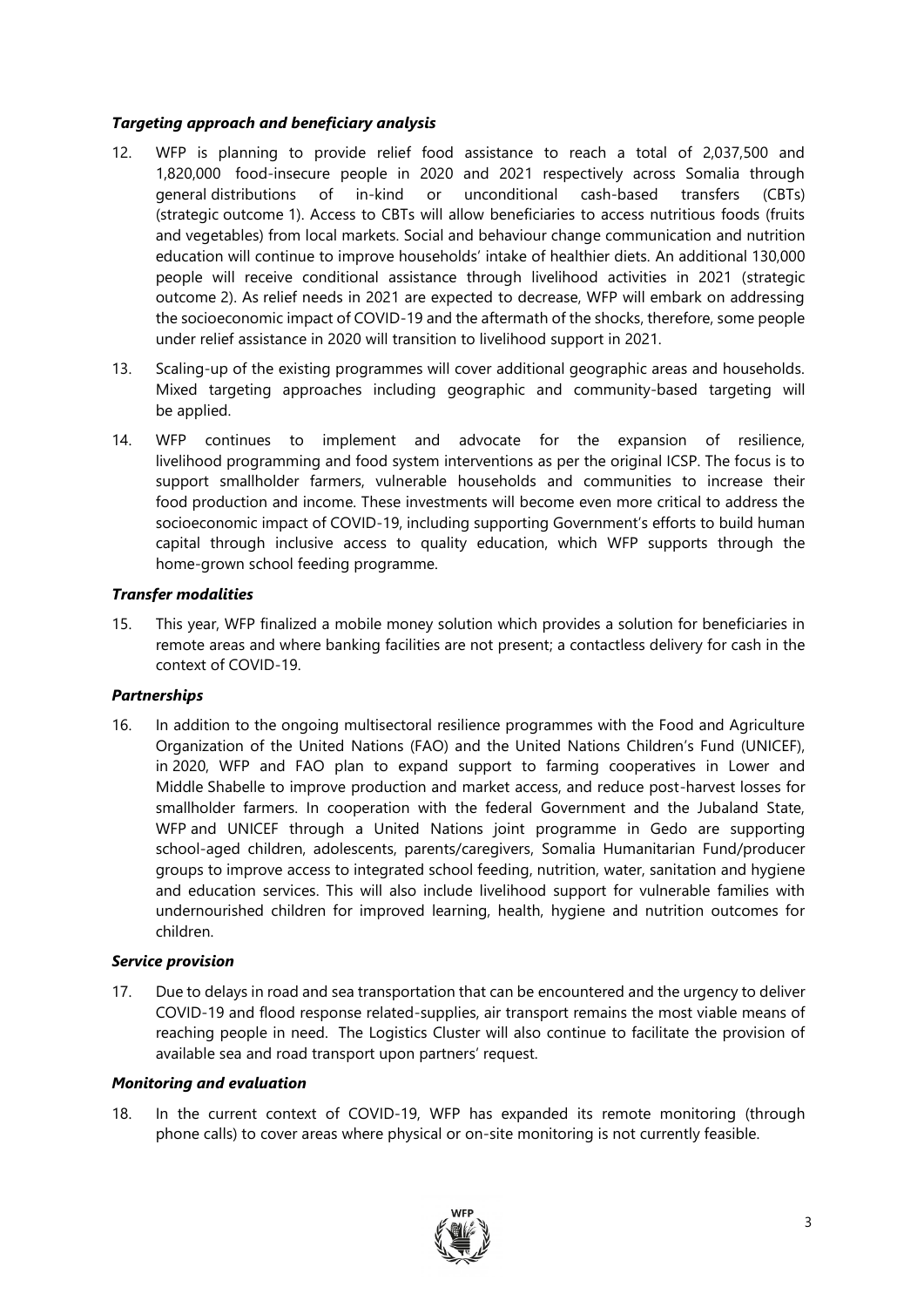### *Targeting approach and beneficiary analysis*

12. WFP is planning to provide relief food assistance to reach a total of 2,037,500 and 1,820,000 food-insecure people in 2020 and 2021 respectively across Somalia through general distributions of in-kind or unconditional cash-based transfers (CBTs) (strategic outcome 1). Access to CBTs will allow beneficiaries to access nutritious foods (fruits and vegetables) from local markets. Social and behaviour change communication and nutrition education will continue to improve households' intake of healthier diets. An additional 130,000 people will receive conditional assistance through livelihood activities in 2021 (strategic outcome 2). As relief needs in 2021 are expected to decrease, WFP will embark on addressing the socioeconomic impact of COVID-19 and the aftermath of the shocks, therefore, some people under relief assistance in 2020 will transition to livelihood support in 2021.

13. Scaling-up of the existing programmes will cover additional geographic areas and households. Mixed targeting approaches including geographic and community-based targeting will be applied.

14. WFP continues to implement and advocate for the expansion of resilience, livelihood programming and food system interventions as per the original ICSP. The focus is to support smallholder farmers, vulnerable households and communities to increase their food production and income. These investments will become even more critical to address the socioeconomic impact of COVID-19, including supporting Government's efforts to build human capital through inclusive access to quality education, which WFP supports through the home-grown school feeding programme.

### *Transfer modalities*

15. This year, WFP finalized a mobile money solution which provides a solution for beneficiaries in remote areas and where banking facilities are not present; a contactless delivery for cash in the context of COVID-19.

### *Partnerships*

16. In addition to the ongoing multisectoral resilience programmes with the Food and Agriculture Organization of the United Nations (FAO) and the United Nations Children's Fund (UNICEF), in 2020, WFP and FAO plan to expand support to farming cooperatives in Lower and Middle Shabelle to improve production and market access, and reduce post-harvest losses for smallholder farmers. In cooperation with the federal Government and the Jubaland State, WFP and UNICEF through a United Nations joint programme in Gedo are supporting school-aged children, adolescents, parents/caregivers, Somalia Humanitarian Fund/producer groups to improve access to integrated school feeding, nutrition, water, sanitation and hygiene and education services. This will also include livelihood support for vulnerable families with undernourished children for improved learning, health, hygiene and nutrition outcomes for children.

### *Service provision*

17. Due to delays in road and sea transportation that can be encountered and the urgency to deliver COVID-19 and flood response related-supplies, air transport remains the most viable means of reaching people in need. The Logistics Cluster will also continue to facilitate the provision of available sea and road transport upon partners' request.

### *Monitoring and evaluation*

18. In the current context of COVID-19, WFP has expanded its remote monitoring (through phone calls) to cover areas where physical or on-site monitoring is not currently feasible.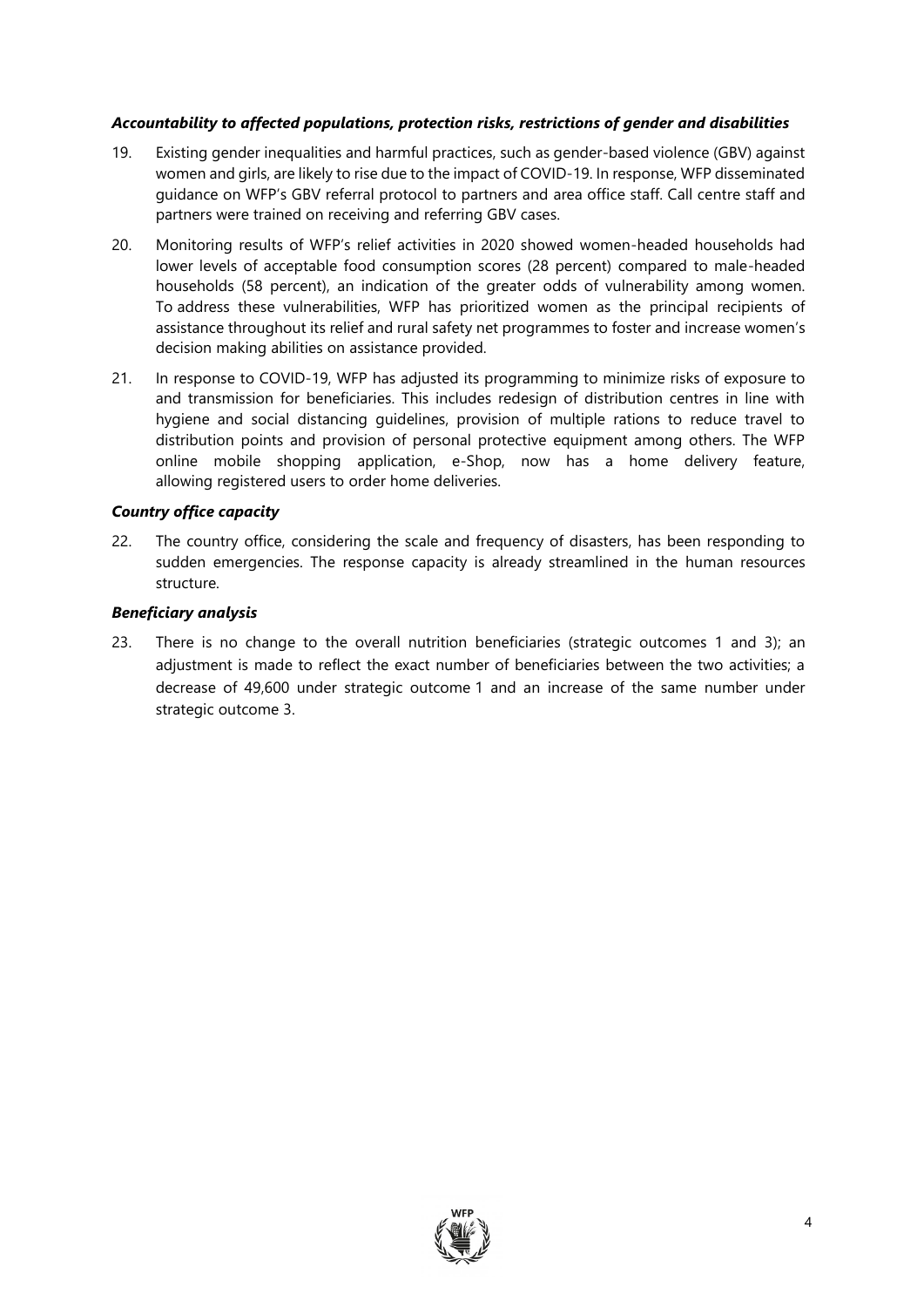***Accountability to affected populations, protection risks, restrictions of gender and disabilities***

19. Existing gender inequalities and harmful practices, such as gender-based violence (GBV) against women and girls, are likely to rise due to the impact of COVID-19. In response, WFP disseminated guidance on WFP's GBV referral protocol to partners and area office staff. Call centre staff and partners were trained on receiving and referring GBV cases.

20. Monitoring results of WFP's relief activities in 2020 showed women-headed households had lower levels of acceptable food consumption scores (28 percent) compared to male-headed households (58 percent), an indication of the greater odds of vulnerability among women. To address these vulnerabilities, WFP has prioritized women as the principal recipients of assistance throughout its relief and rural safety net programmes to foster and increase women's decision making abilities on assistance provided.

21. In response to COVID-19, WFP has adjusted its programming to minimize risks of exposure to and transmission for beneficiaries. This includes redesign of distribution centres in line with hygiene and social distancing guidelines, provision of multiple rations to reduce travel to distribution points and provision of personal protective equipment among others. The WFP online mobile shopping application, e-Shop, now has a home delivery feature, allowing registered users to order home deliveries.

***Country office capacity***

22. The country office, considering the scale and frequency of disasters, has been responding to sudden emergencies. The response capacity is already streamlined in the human resources structure.

***Beneficiary analysis***

23. There is no change to the overall nutrition beneficiaries (strategic outcomes 1 and 3); an adjustment is made to reflect the exact number of beneficiaries between the two activities; a decrease of 49,600 under strategic outcome 1 and an increase of the same number under strategic outcome 3.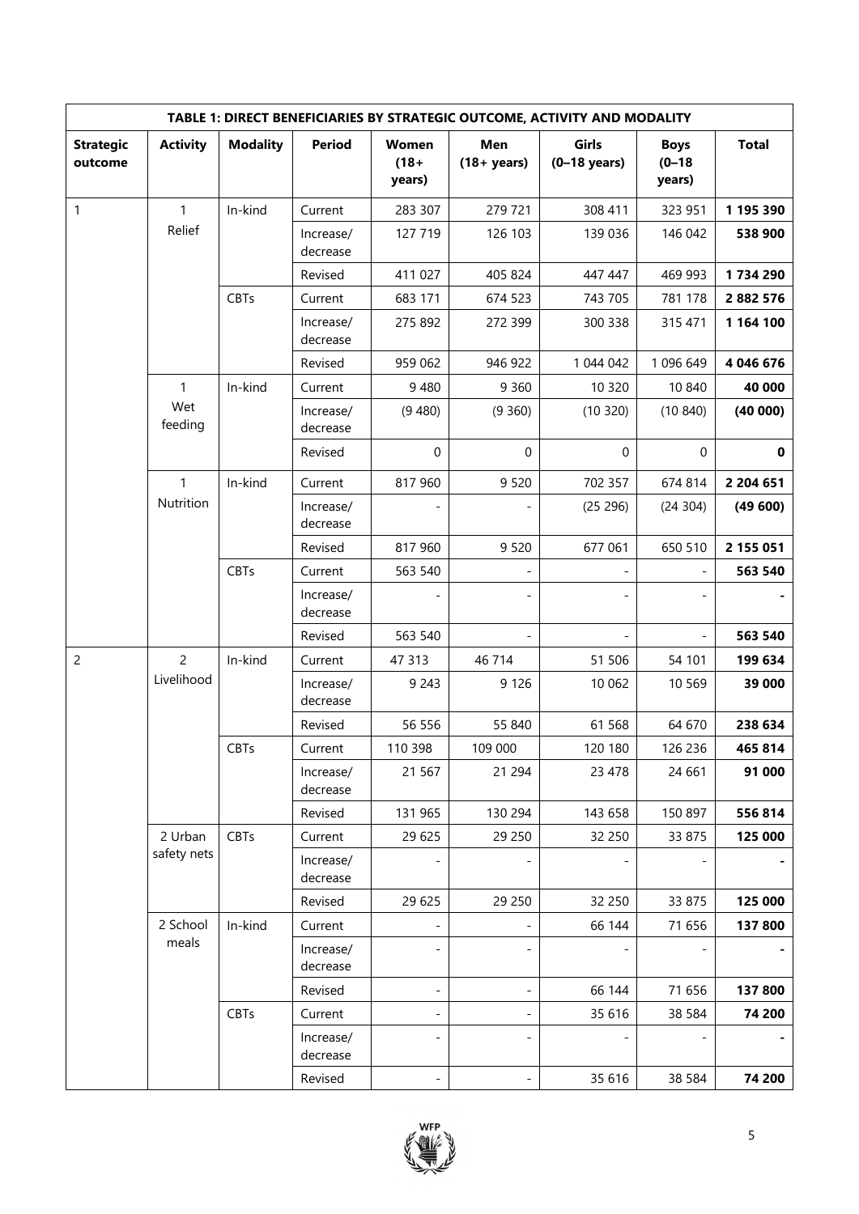| TABLE 1: DIRECT BENEFICIARIES BY STRATEGIC OUTCOME, ACTIVITY AND MODALITY | | | | | | | | |
|---|---|---|---|---|---|---|---|---|
| **Strategic outcome** | **Activity** | **Modality** | **Period** | **Women (18+ years)** | **Men (18+ years)** | **Girls (0–18 years)** | **Boys (0–18 years)** | **Total** |
| 1 | 1 Relief | In-kind | Current | 283 307 | 279 721 | 308 411 | 323 951 | **1 195 390** |
| | | | Increase/ decrease | 127 719 | 126 103 | 139 036 | 146 042 | **538 900** |
| | | | Revised | 411 027 | 405 824 | 447 447 | 469 993 | **1 734 290** |
| | | CBTs | Current | 683 171 | 674 523 | 743 705 | 781 178 | **2 882 576** |
| | | | Increase/ decrease | 275 892 | 272 399 | 300 338 | 315 471 | **1 164 100** |
| | | | Revised | 959 062 | 946 922 | 1 044 042 | 1 096 649 | **4 046 676** |
| | 1 Wet feeding | In-kind | Current | 9 480 | 9 360 | 10 320 | 10 840 | **40 000** |
| | | | Increase/ decrease | (9 480) | (9 360) | (10 320) | (10 840) | **(40 000)** |
| | | | Revised | 0 | 0 | 0 | 0 | **0** |
| | 1 Nutrition | In-kind | Current | 817 960 | 9 520 | 702 357 | 674 814 | **2 204 651** |
| | | | Increase/ decrease | - | - | (25 296) | (24 304) | **(49 600)** |
| | | | Revised | 817 960 | 9 520 | 677 061 | 650 510 | **2 155 051** |
| | | CBTs | Current | 563 540 | - | - | - | **563 540** |
| | | | Increase/ decrease | - | - | - | - | **-** |
| | | | Revised | 563 540 | - | - | - | **563 540** |
| 2 | 2 Livelihood | In-kind | Current | 47 313 | 46 714 | 51 506 | 54 101 | **199 634** |
| | | | Increase/ decrease | 9 243 | 9 126 | 10 062 | 10 569 | **39 000** |
| | | | Revised | 56 556 | 55 840 | 61 568 | 64 670 | **238 634** |
| | | CBTs | Current | 110 398 | 109 000 | 120 180 | 126 236 | **465 814** |
| | | | Increase/ decrease | 21 567 | 21 294 | 23 478 | 24 661 | **91 000** |
| | | | Revised | 131 965 | 130 294 | 143 658 | 150 897 | **556 814** |
| | 2 Urban safety nets | CBTs | Current | 29 625 | 29 250 | 32 250 | 33 875 | **125 000** |
| | | | Increase/ decrease | - | - | - | - | **-** |
| | | | Revised | 29 625 | 29 250 | 32 250 | 33 875 | **125 000** |
| | 2 School meals | In-kind | Current | - | - | 66 144 | 71 656 | **137 800** |
| | | | Increase/ decrease | - | - | - | - | **-** |
| | | | Revised | - | - | 66 144 | 71 656 | **137 800** |
| | | CBTs | Current | - | - | 35 616 | 38 584 | **74 200** |
| | | | Increase/ decrease | - | - | - | - | **-** |
| | | | Revised | - | - | 35 616 | 38 584 | **74 200** |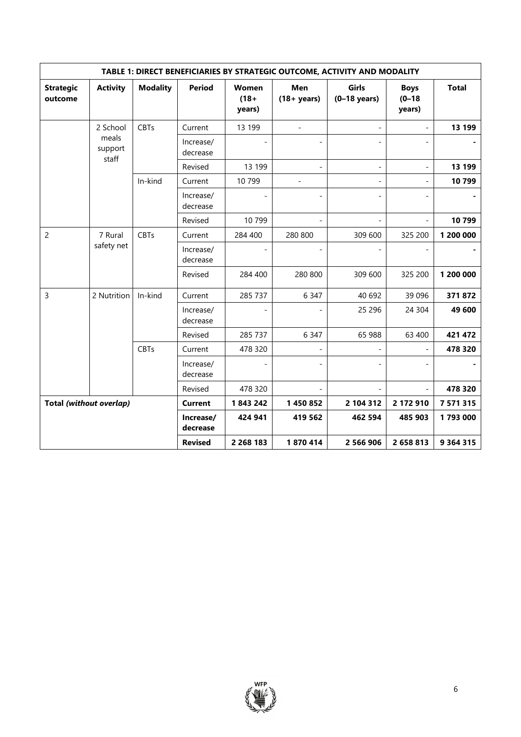| TABLE 1: DIRECT BENEFICIARIES BY STRATEGIC OUTCOME, ACTIVITY AND MODALITY | | | | | | | | |
|---|---|---|---|---|---|---|---|---|
| **Strategic outcome** | **Activity** | **Modality** | **Period** | **Women (18+ years)** | **Men (18+ years)** | **Girls (0–18 years)** | **Boys (0–18 years)** | **Total** |
| | 2 School meals support staff | CBTs | Current | 13 199 | - | - | - | **13 199** |
| | | | Increase/ decrease | - | - | - | - | **-** |
| | | | Revised | 13 199 | - | - | - | **13 199** |
| | | In-kind | Current | 10 799 | - | - | - | **10 799** |
| | | | Increase/ decrease | - | - | - | - | **-** |
| | | | Revised | 10 799 | - | - | - | **10 799** |
| 2 | 7 Rural safety net | CBTs | Current | 284 400 | 280 800 | 309 600 | 325 200 | **1 200 000** |
| | | | Increase/ decrease | - | - | - | - | **-** |
| | | | Revised | 284 400 | 280 800 | 309 600 | 325 200 | **1 200 000** |
| 3 | 2 Nutrition | In-kind | Current | 285 737 | 6 347 | 40 692 | 39 096 | **371 872** |
| | | | Increase/ decrease | - | - | 25 296 | 24 304 | **49 600** |
| | | | Revised | 285 737 | 6 347 | 65 988 | 63 400 | **421 472** |
| | | CBTs | Current | 478 320 | - | - | - | **478 320** |
| | | | Increase/ decrease | - | - | - | - | **-** |
| | | | Revised | 478 320 | - | - | - | **478 320** |
| **Total *(without overlap)*** | | | **Current** | **1 843 242** | **1 450 852** | **2 104 312** | **2 172 910** | **7 571 315** |
| | | | **Increase/ decrease** | **424 941** | **419 562** | **462 594** | **485 903** | **1 793 000** |
| | | | **Revised** | **2 268 183** | **1 870 414** | **2 566 906** | **2 658 813** | **9 364 315** |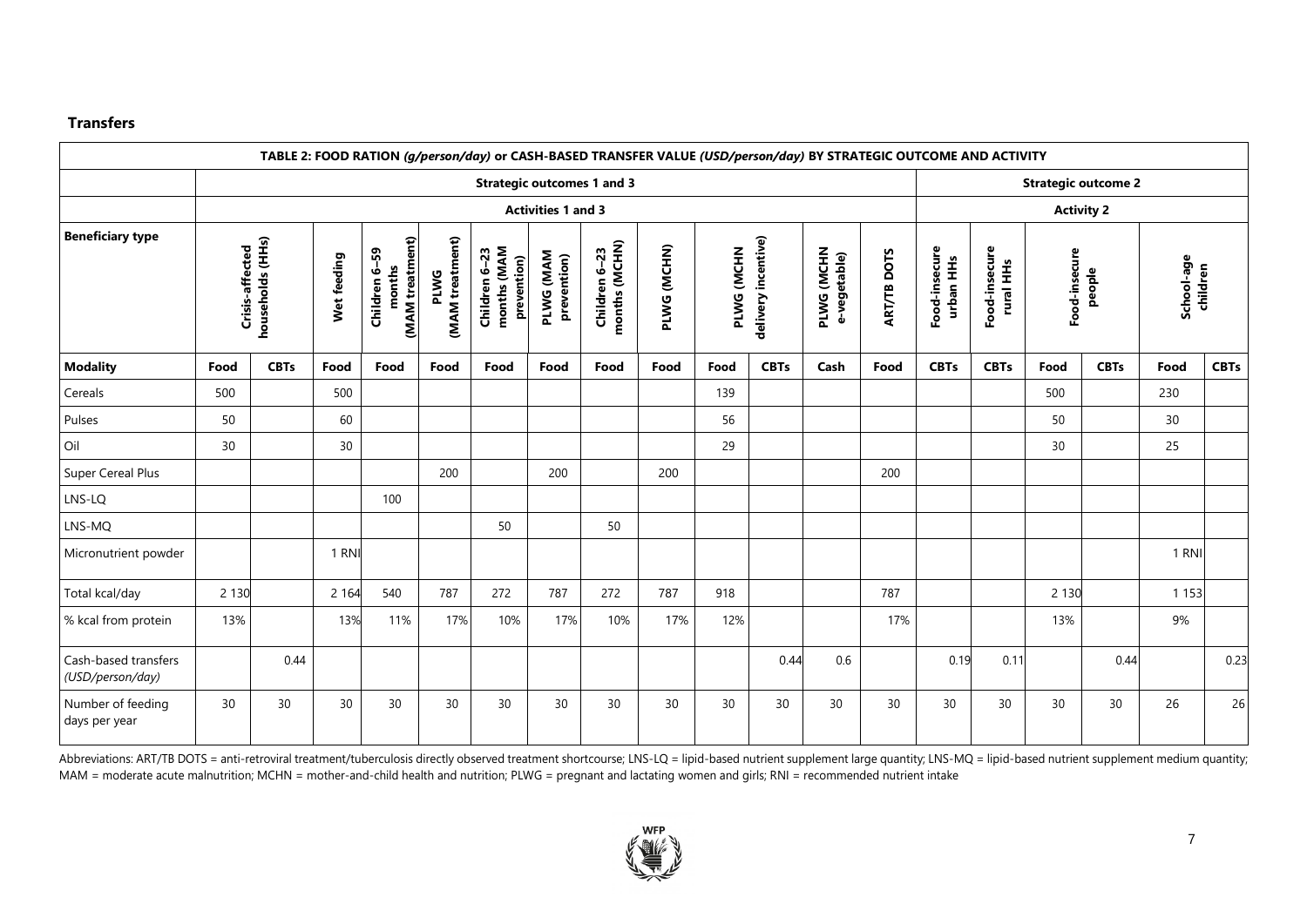## Transfers

| TABLE 2: FOOD RATION *(g/person/day)* or CASH-BASED TRANSFER VALUE *(USD/person/day)* BY STRATEGIC OUTCOME AND ACTIVITY | | | | | | | | | | | | | | | | | | | | |
|---|---|---|---|---|---|---|---|---|---|---|---|---|---|---|---|---|---|---|---|---|
| | Strategic outcomes 1 and 3 | | | | | | | | | | | | | Strategic outcome 2 | | | | | | |
| | Activities 1 and 3 | | | | | | | | | | | | | Activity 2 | | | | | | |
| **Beneficiary type** | Crisis-affected households (HHs) | | Wet feeding | Children 6–59 months (MAM treatment) | PLWG (MAM treatment) | Children 6–23 months (MAM prevention) | PLWG (MAM prevention) | Children 6–23 months (MCHN) | PLWG (MCHN) | PLWG (MCHN delivery incentive) | | PLWG (MCHN e-vegetable) | ART/TB DOTS | Food-insecure urban HHs | Food-insecure rural HHs | Food-insecure people | | School-age children | |
| **Modality** | Food | CBTs | Food | Food | Food | Food | Food | Food | Food | Food | CBTs | Cash | Food | CBTs | CBTs | Food | CBTs | Food | CBTs |
| Cereals | 500 | | 500 | | | | | | | 139 | | | | | | 500 | | 230 | |
| Pulses | 50 | | 60 | | | | | | | 56 | | | | | | 50 | | 30 | |
| Oil | 30 | | 30 | | | | | | | 29 | | | | | | 30 | | 25 | |
| Super Cereal Plus | | | | | 200 | | 200 | | 200 | | | | 200 | | | | | | |
| LNS-LQ | | | | 100 | | | | | | | | | | | | | | | |
| LNS-MQ | | | | | | 50 | | 50 | | | | | | | | | | | |
| Micronutrient powder | | | 1 RNI | | | | | | | | | | | | | | | 1 RNI | |
| Total kcal/day | 2 130 | | 2 164 | 540 | 787 | 272 | 787 | 272 | 787 | 918 | | | 787 | | | 2 130 | | 1 153 | |
| % kcal from protein | 13% | | 13% | 11% | 17% | 10% | 17% | 10% | 17% | 12% | | | 17% | | | 13% | | 9% | |
| Cash-based transfers (USD/person/day) | | 0.44 | | | | | | | | | 0.44 | 0.6 | | 0.19 | 0.11 | | 0.44 | | 0.23 |
| Number of feeding days per year | 30 | 30 | 30 | 30 | 30 | 30 | 30 | 30 | 30 | 30 | 30 | 30 | 30 | 30 | 30 | 30 | 30 | 26 | 26 |

Abbreviations: ART/TB DOTS = anti-retroviral treatment/tuberculosis directly observed treatment shortcourse; LNS-LQ = lipid-based nutrient supplement large quantity; LNS-MQ = lipid-based nutrient supplement medium quantity; MAM = moderate acute malnutrition; MCHN = mother-and-child health and nutrition; PLWG = pregnant and lactating women and girls; RNI = recommended nutrient intake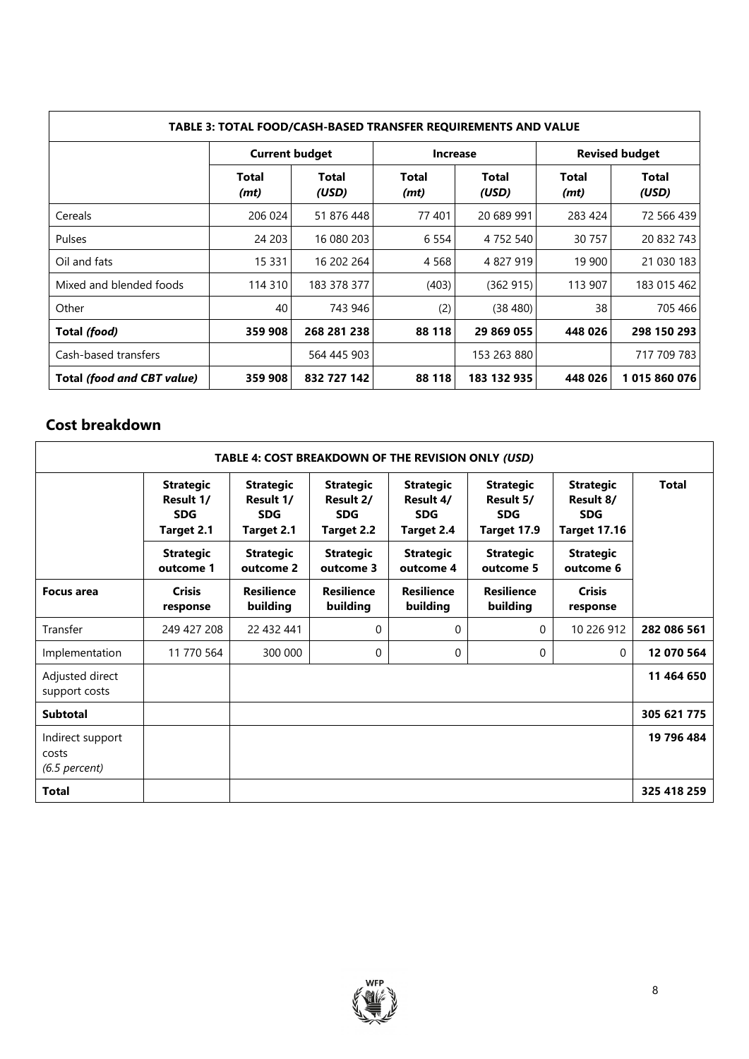| TABLE 3: TOTAL FOOD/CASH-BASED TRANSFER REQUIREMENTS AND VALUE | | | | | | |
|---|---|---|---|---|---|---|
| | **Current budget** | | **Increase** | | **Revised budget** | |
| | **Total (mt)** | **Total (USD)** | **Total (mt)** | **Total (USD)** | **Total (mt)** | **Total (USD)** |
| Cereals | 206 024 | 51 876 448 | 77 401 | 20 689 991 | 283 424 | 72 566 439 |
| Pulses | 24 203 | 16 080 203 | 6 554 | 4 752 540 | 30 757 | 20 832 743 |
| Oil and fats | 15 331 | 16 202 264 | 4 568 | 4 827 919 | 19 900 | 21 030 183 |
| Mixed and blended foods | 114 310 | 183 378 377 | (403) | (362 915) | 113 907 | 183 015 462 |
| Other | 40 | 743 946 | (2) | (38 480) | 38 | 705 466 |
| **Total *(food)*** | **359 908** | **268 281 238** | **88 118** | **29 869 055** | **448 026** | **298 150 293** |
| Cash-based transfers | | 564 445 903 | | 153 263 880 | | 717 709 783 |
| **Total *(food and CBT value)*** | **359 908** | **832 727 142** | **88 118** | **183 132 935** | **448 026** | **1 015 860 076** |

## Cost breakdown

| TABLE 4: COST BREAKDOWN OF THE REVISION ONLY *(USD)* | | | | | | | |
|---|---|---|---|---|---|---|---|
| | **Strategic Result 1/ SDG Target 2.1** | **Strategic Result 1/ SDG Target 2.1** | **Strategic Result 2/ SDG Target 2.2** | **Strategic Result 4/ SDG Target 2.4** | **Strategic Result 5/ SDG Target 17.9** | **Strategic Result 8/ SDG Target 17.16** | **Total** |
| | **Strategic outcome 1** | **Strategic outcome 2** | **Strategic outcome 3** | **Strategic outcome 4** | **Strategic outcome 5** | **Strategic outcome 6** | |
| **Focus area** | **Crisis response** | **Resilience building** | **Resilience building** | **Resilience building** | **Resilience building** | **Crisis response** | |
| Transfer | 249 427 208 | 22 432 441 | 0 | 0 | 0 | 10 226 912 | **282 086 561** |
| Implementation | 11 770 564 | 300 000 | 0 | 0 | 0 | 0 | **12 070 564** |
| Adjusted direct support costs | | | | | | | **11 464 650** |
| **Subtotal** | | | | | | | **305 621 775** |
| Indirect support costs *(6.5 percent)* | | | | | | | **19 796 484** |
| **Total** | | | | | | | **325 418 259** |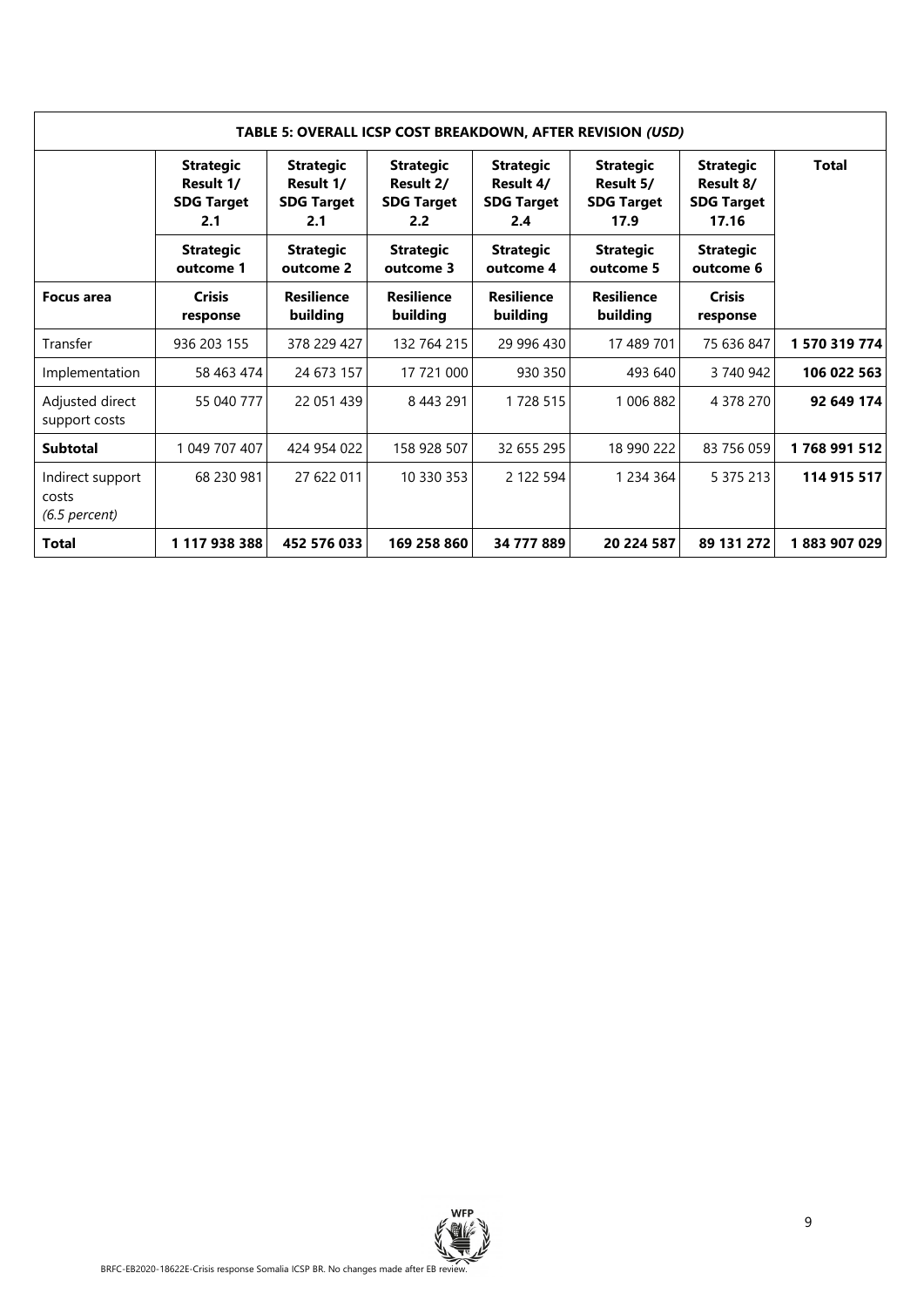| TABLE 5: OVERALL ICSP COST BREAKDOWN, AFTER REVISION *(USD)* | | | | | | | |
|---|---|---|---|---|---|---|---|
| | **Strategic Result 1/ SDG Target 2.1** | **Strategic Result 1/ SDG Target 2.1** | **Strategic Result 2/ SDG Target 2.2** | **Strategic Result 4/ SDG Target 2.4** | **Strategic Result 5/ SDG Target 17.9** | **Strategic Result 8/ SDG Target 17.16** | **Total** |
| | **Strategic outcome 1** | **Strategic outcome 2** | **Strategic outcome 3** | **Strategic outcome 4** | **Strategic outcome 5** | **Strategic outcome 6** | |
| **Focus area** | **Crisis response** | **Resilience building** | **Resilience building** | **Resilience building** | **Resilience building** | **Crisis response** | |
| Transfer | 936 203 155 | 378 229 427 | 132 764 215 | 29 996 430 | 17 489 701 | 75 636 847 | **1 570 319 774** |
| Implementation | 58 463 474 | 24 673 157 | 17 721 000 | 930 350 | 493 640 | 3 740 942 | **106 022 563** |
| Adjusted direct support costs | 55 040 777 | 22 051 439 | 8 443 291 | 1 728 515 | 1 006 882 | 4 378 270 | **92 649 174** |
| **Subtotal** | 1 049 707 407 | 424 954 022 | 158 928 507 | 32 655 295 | 18 990 222 | 83 756 059 | **1 768 991 512** |
| Indirect support costs *(6.5 percent)* | 68 230 981 | 27 622 011 | 10 330 353 | 2 122 594 | 1 234 364 | 5 375 213 | **114 915 517** |
| **Total** | **1 117 938 388** | **452 576 033** | **169 258 860** | **34 777 889** | **20 224 587** | **89 131 272** | **1 883 907 029** |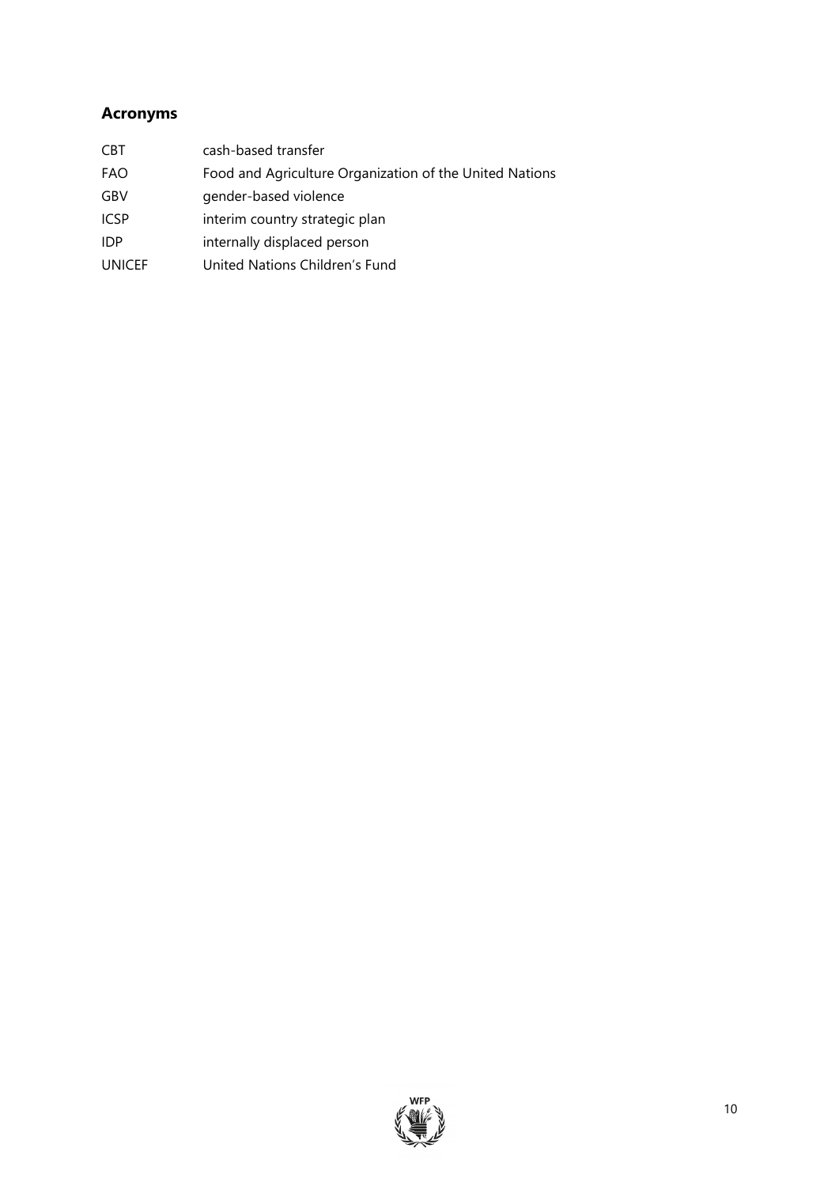## Acronyms

| | |
|---|---|
| CBT | cash-based transfer |
| FAO | Food and Agriculture Organization of the United Nations |
| GBV | gender-based violence |
| ICSP | interim country strategic plan |
| IDP | internally displaced person |
| UNICEF | United Nations Children's Fund |